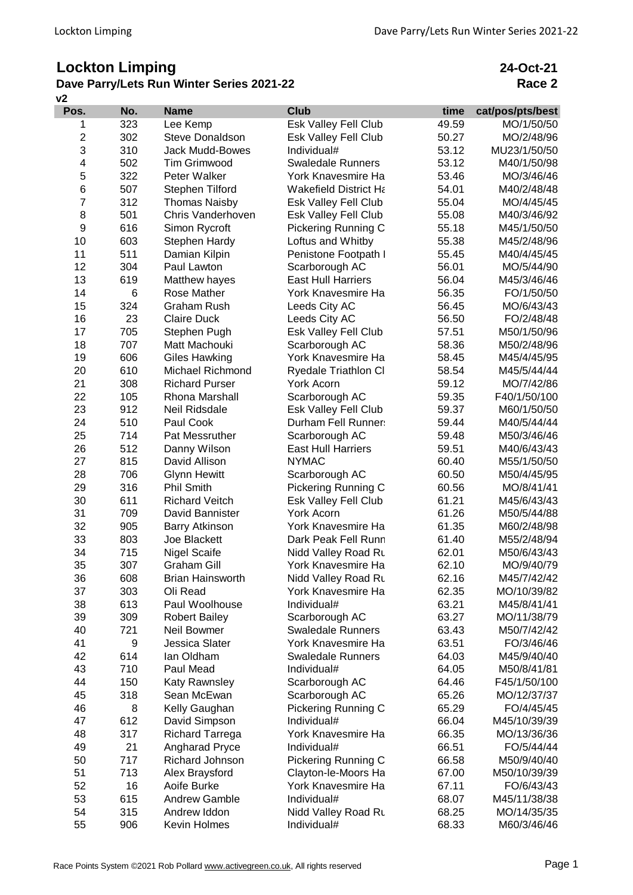# Lockton Limping

**24-Oct-21**

## Dave Parry/Lets Run Winter Series 2021-22

**Race 2**

v2

| Pos. | No. | Name | Club | time | cat/pos/pts/best |
|---|---|---|---|---|---|
| 1 | 323 | Lee Kemp | Esk Valley Fell Club | 49.59 | MO/1/50/50 |
| 2 | 302 | Steve Donaldson | Esk Valley Fell Club | 50.27 | MO/2/48/96 |
| 3 | 310 | Jack Mudd-Bowes | Individual# | 53.12 | MU23/1/50/50 |
| 4 | 502 | Tim Grimwood | Swaledale Runners | 53.12 | M40/1/50/98 |
| 5 | 322 | Peter Walker | York Knavesmire Ha | 53.46 | MO/3/46/46 |
| 6 | 507 | Stephen Tilford | Wakefield District Ha | 54.01 | M40/2/48/48 |
| 7 | 312 | Thomas Naisby | Esk Valley Fell Club | 55.04 | MO/4/45/45 |
| 8 | 501 | Chris Vanderhoven | Esk Valley Fell Club | 55.08 | M40/3/46/92 |
| 9 | 616 | Simon Rycroft | Pickering Running C | 55.18 | M45/1/50/50 |
| 10 | 603 | Stephen Hardy | Loftus and Whitby | 55.38 | M45/2/48/96 |
| 11 | 511 | Damian Kilpin | Penistone Footpath I | 55.45 | M40/4/45/45 |
| 12 | 304 | Paul Lawton | Scarborough AC | 56.01 | MO/5/44/90 |
| 13 | 619 | Matthew hayes | East Hull Harriers | 56.04 | M45/3/46/46 |
| 14 | 6 | Rose Mather | York Knavesmire Ha | 56.35 | FO/1/50/50 |
| 15 | 324 | Graham Rush | Leeds City AC | 56.45 | MO/6/43/43 |
| 16 | 23 | Claire Duck | Leeds City AC | 56.50 | FO/2/48/48 |
| 17 | 705 | Stephen Pugh | Esk Valley Fell Club | 57.51 | M50/1/50/96 |
| 18 | 707 | Matt Machouki | Scarborough AC | 58.36 | M50/2/48/96 |
| 19 | 606 | Giles Hawking | York Knavesmire Ha | 58.45 | M45/4/45/95 |
| 20 | 610 | Michael Richmond | Ryedale Triathlon Cl | 58.54 | M45/5/44/44 |
| 21 | 308 | Richard Purser | York Acorn | 59.12 | MO/7/42/86 |
| 22 | 105 | Rhona Marshall | Scarborough AC | 59.35 | F40/1/50/100 |
| 23 | 912 | Neil Ridsdale | Esk Valley Fell Club | 59.37 | M60/1/50/50 |
| 24 | 510 | Paul Cook | Durham Fell Runner: | 59.44 | M40/5/44/44 |
| 25 | 714 | Pat Messruther | Scarborough AC | 59.48 | M50/3/46/46 |
| 26 | 512 | Danny Wilson | East Hull Harriers | 59.51 | M40/6/43/43 |
| 27 | 815 | David Allison | NYMAC | 60.40 | M55/1/50/50 |
| 28 | 706 | Glynn Hewitt | Scarborough AC | 60.50 | M50/4/45/95 |
| 29 | 316 | Phil Smith | Pickering Running C | 60.56 | MO/8/41/41 |
| 30 | 611 | Richard Veitch | Esk Valley Fell Club | 61.21 | M45/6/43/43 |
| 31 | 709 | David Bannister | York Acorn | 61.26 | M50/5/44/88 |
| 32 | 905 | Barry Atkinson | York Knavesmire Ha | 61.35 | M60/2/48/98 |
| 33 | 803 | Joe Blackett | Dark Peak Fell Runn | 61.40 | M55/2/48/94 |
| 34 | 715 | Nigel Scaife | Nidd Valley Road Ru | 62.01 | M50/6/43/43 |
| 35 | 307 | Graham Gill | York Knavesmire Ha | 62.10 | MO/9/40/79 |
| 36 | 608 | Brian Hainsworth | Nidd Valley Road Ru | 62.16 | M45/7/42/42 |
| 37 | 303 | Oli Read | York Knavesmire Ha | 62.35 | MO/10/39/82 |
| 38 | 613 | Paul Woolhouse | Individual# | 63.21 | M45/8/41/41 |
| 39 | 309 | Robert Bailey | Scarborough AC | 63.27 | MO/11/38/79 |
| 40 | 721 | Neil Bowmer | Swaledale Runners | 63.43 | M50/7/42/42 |
| 41 | 9 | Jessica Slater | York Knavesmire Ha | 63.51 | FO/3/46/46 |
| 42 | 614 | Ian Oldham | Swaledale Runners | 64.03 | M45/9/40/40 |
| 43 | 710 | Paul Mead | Individual# | 64.05 | M50/8/41/81 |
| 44 | 150 | Katy Rawnsley | Scarborough AC | 64.46 | F45/1/50/100 |
| 45 | 318 | Sean McEwan | Scarborough AC | 65.26 | MO/12/37/37 |
| 46 | 8 | Kelly Gaughan | Pickering Running C | 65.29 | FO/4/45/45 |
| 47 | 612 | David Simpson | Individual# | 66.04 | M45/10/39/39 |
| 48 | 317 | Richard Tarrega | York Knavesmire Ha | 66.35 | MO/13/36/36 |
| 49 | 21 | Angharad Pryce | Individual# | 66.51 | FO/5/44/44 |
| 50 | 717 | Richard Johnson | Pickering Running C | 66.58 | M50/9/40/40 |
| 51 | 713 | Alex Braysford | Clayton-le-Moors Ha | 67.00 | M50/10/39/39 |
| 52 | 16 | Aoife Burke | York Knavesmire Ha | 67.11 | FO/6/43/43 |
| 53 | 615 | Andrew Gamble | Individual# | 68.07 | M45/11/38/38 |
| 54 | 315 | Andrew Iddon | Nidd Valley Road Ru | 68.25 | MO/14/35/35 |
| 55 | 906 | Kevin Holmes | Individual# | 68.33 | M60/3/46/46 |

Race Points System ©2021 Rob Pollard www.activegreen.co.uk, All rights reserved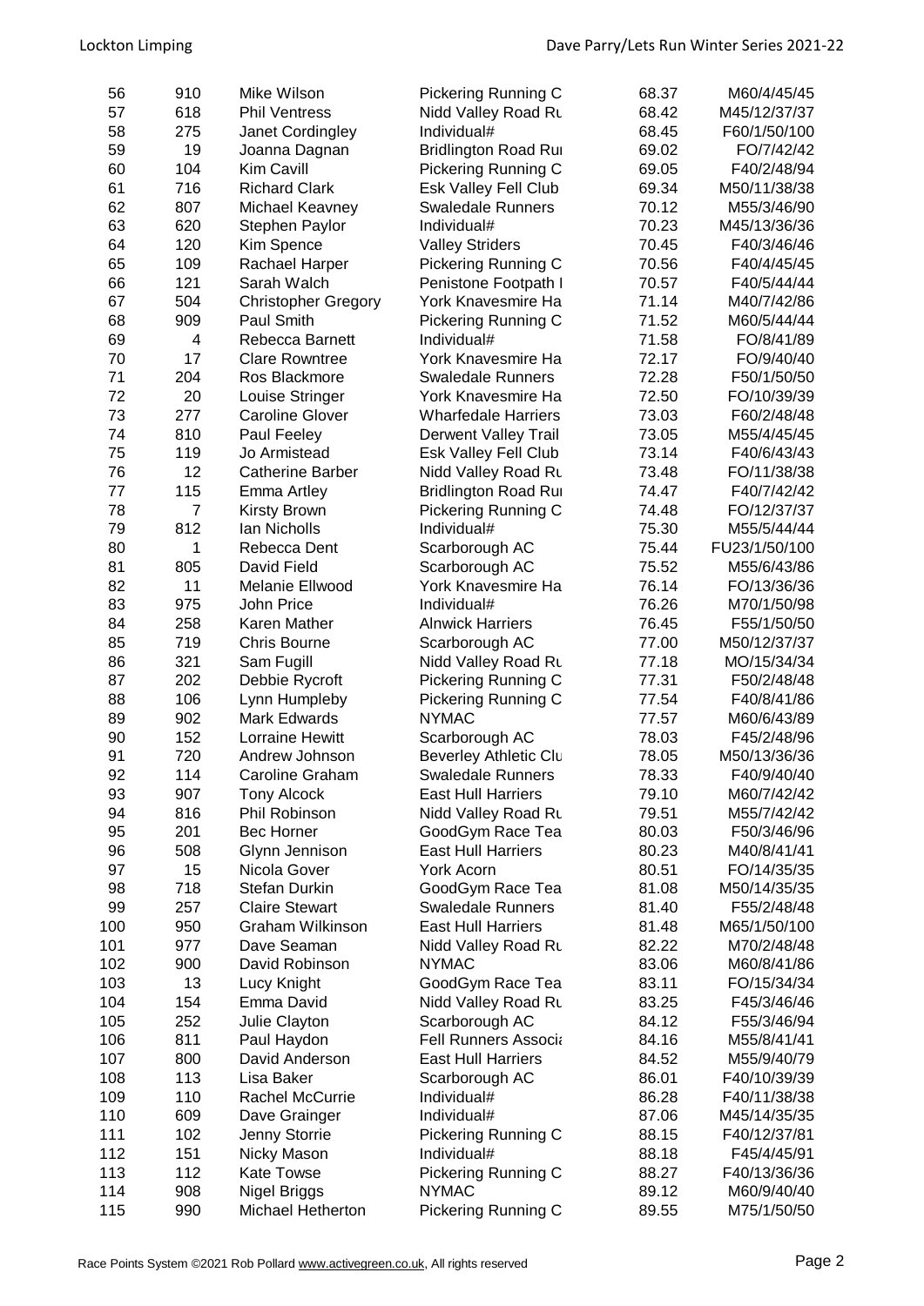| 56 | 910 | Mike Wilson | Pickering Running C | 68.37 | M60/4/45/45 |
|---|---|---|---|---|---|
| 57 | 618 | Phil Ventress | Nidd Valley Road Ru | 68.42 | M45/12/37/37 |
| 58 | 275 | Janet Cordingley | Individual# | 68.45 | F60/1/50/100 |
| 59 | 19 | Joanna Dagnan | Bridlington Road Ru | 69.02 | FO/7/42/42 |
| 60 | 104 | Kim Cavill | Pickering Running C | 69.05 | F40/2/48/94 |
| 61 | 716 | Richard Clark | Esk Valley Fell Club | 69.34 | M50/11/38/38 |
| 62 | 807 | Michael Keavney | Swaledale Runners | 70.12 | M55/3/46/90 |
| 63 | 620 | Stephen Paylor | Individual# | 70.23 | M45/13/36/36 |
| 64 | 120 | Kim Spence | Valley Striders | 70.45 | F40/3/46/46 |
| 65 | 109 | Rachael Harper | Pickering Running C | 70.56 | F40/4/45/45 |
| 66 | 121 | Sarah Walch | Penistone Footpath I | 70.57 | F40/5/44/44 |
| 67 | 504 | Christopher Gregory | York Knavesmire Ha | 71.14 | M40/7/42/86 |
| 68 | 909 | Paul Smith | Pickering Running C | 71.52 | M60/5/44/44 |
| 69 | 4 | Rebecca Barnett | Individual# | 71.58 | FO/8/41/89 |
| 70 | 17 | Clare Rowntree | York Knavesmire Ha | 72.17 | FO/9/40/40 |
| 71 | 204 | Ros Blackmore | Swaledale Runners | 72.28 | F50/1/50/50 |
| 72 | 20 | Louise Stringer | York Knavesmire Ha | 72.50 | FO/10/39/39 |
| 73 | 277 | Caroline Glover | Wharfedale Harriers | 73.03 | F60/2/48/48 |
| 74 | 810 | Paul Feeley | Derwent Valley Trail | 73.05 | M55/4/45/45 |
| 75 | 119 | Jo Armistead | Esk Valley Fell Club | 73.14 | F40/6/43/43 |
| 76 | 12 | Catherine Barber | Nidd Valley Road Ru | 73.48 | FO/11/38/38 |
| 77 | 115 | Emma Artley | Bridlington Road Ru | 74.47 | F40/7/42/42 |
| 78 | 7 | Kirsty Brown | Pickering Running C | 74.48 | FO/12/37/37 |
| 79 | 812 | Ian Nicholls | Individual# | 75.30 | M55/5/44/44 |
| 80 | 1 | Rebecca Dent | Scarborough AC | 75.44 | FU23/1/50/100 |
| 81 | 805 | David Field | Scarborough AC | 75.52 | M55/6/43/86 |
| 82 | 11 | Melanie Ellwood | York Knavesmire Ha | 76.14 | FO/13/36/36 |
| 83 | 975 | John Price | Individual# | 76.26 | M70/1/50/98 |
| 84 | 258 | Karen Mather | Alnwick Harriers | 76.45 | F55/1/50/50 |
| 85 | 719 | Chris Bourne | Scarborough AC | 77.00 | M50/12/37/37 |
| 86 | 321 | Sam Fugill | Nidd Valley Road Ru | 77.18 | MO/15/34/34 |
| 87 | 202 | Debbie Rycroft | Pickering Running C | 77.31 | F50/2/48/48 |
| 88 | 106 | Lynn Humpleby | Pickering Running C | 77.54 | F40/8/41/86 |
| 89 | 902 | Mark Edwards | NYMAC | 77.57 | M60/6/43/89 |
| 90 | 152 | Lorraine Hewitt | Scarborough AC | 78.03 | F45/2/48/96 |
| 91 | 720 | Andrew Johnson | Beverley Athletic Clu | 78.05 | M50/13/36/36 |
| 92 | 114 | Caroline Graham | Swaledale Runners | 78.33 | F40/9/40/40 |
| 93 | 907 | Tony Alcock | East Hull Harriers | 79.10 | M60/7/42/42 |
| 94 | 816 | Phil Robinson | Nidd Valley Road Ru | 79.51 | M55/7/42/42 |
| 95 | 201 | Bec Horner | GoodGym Race Tea | 80.03 | F50/3/46/96 |
| 96 | 508 | Glynn Jennison | East Hull Harriers | 80.23 | M40/8/41/41 |
| 97 | 15 | Nicola Gover | York Acorn | 80.51 | FO/14/35/35 |
| 98 | 718 | Stefan Durkin | GoodGym Race Tea | 81.08 | M50/14/35/35 |
| 99 | 257 | Claire Stewart | Swaledale Runners | 81.40 | F55/2/48/48 |
| 100 | 950 | Graham Wilkinson | East Hull Harriers | 81.48 | M65/1/50/100 |
| 101 | 977 | Dave Seaman | Nidd Valley Road Ru | 82.22 | M70/2/48/48 |
| 102 | 900 | David Robinson | NYMAC | 83.06 | M60/8/41/86 |
| 103 | 13 | Lucy Knight | GoodGym Race Tea | 83.11 | FO/15/34/34 |
| 104 | 154 | Emma David | Nidd Valley Road Ru | 83.25 | F45/3/46/46 |
| 105 | 252 | Julie Clayton | Scarborough AC | 84.12 | F55/3/46/94 |
| 106 | 811 | Paul Haydon | Fell Runners Associa | 84.16 | M55/8/41/41 |
| 107 | 800 | David Anderson | East Hull Harriers | 84.52 | M55/9/40/79 |
| 108 | 113 | Lisa Baker | Scarborough AC | 86.01 | F40/10/39/39 |
| 109 | 110 | Rachel McCurrie | Individual# | 86.28 | F40/11/38/38 |
| 110 | 609 | Dave Grainger | Individual# | 87.06 | M45/14/35/35 |
| 111 | 102 | Jenny Storrie | Pickering Running C | 88.15 | F40/12/37/81 |
| 112 | 151 | Nicky Mason | Individual# | 88.18 | F45/4/45/91 |
| 113 | 112 | Kate Towse | Pickering Running C | 88.27 | F40/13/36/36 |
| 114 | 908 | Nigel Briggs | NYMAC | 89.12 | M60/9/40/40 |
| 115 | 990 | Michael Hetherton | Pickering Running C | 89.55 | M75/1/50/50 |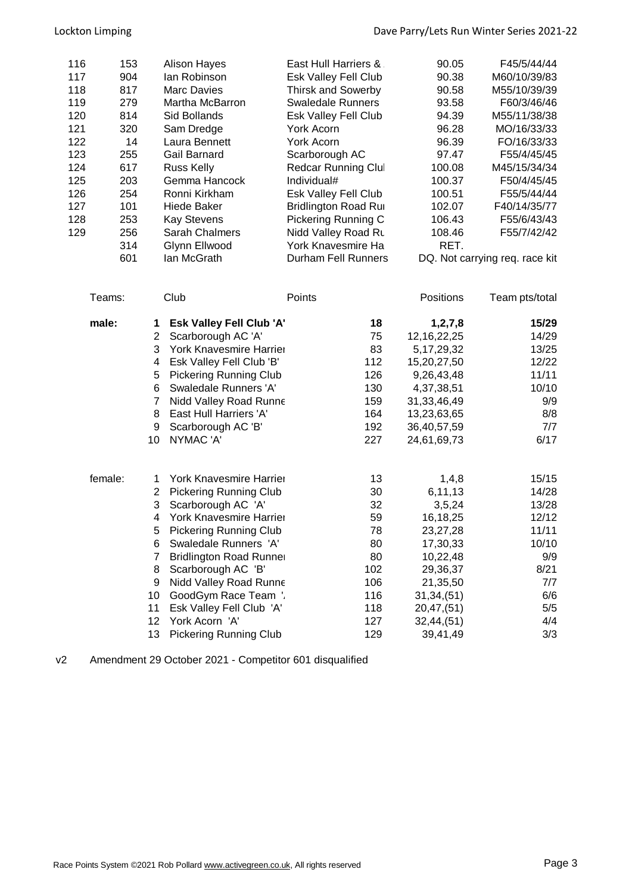| | | | | | |
|---|---|---|---|---|---|
| 116 | 153 | Alison Hayes | East Hull Harriers & | 90.05 | F45/5/44/44 |
| 117 | 904 | Ian Robinson | Esk Valley Fell Club | 90.38 | M60/10/39/83 |
| 118 | 817 | Marc Davies | Thirsk and Sowerby | 90.58 | M55/10/39/39 |
| 119 | 279 | Martha McBarron | Swaledale Runners | 93.58 | F60/3/46/46 |
| 120 | 814 | Sid Bollands | Esk Valley Fell Club | 94.39 | M55/11/38/38 |
| 121 | 320 | Sam Dredge | York Acorn | 96.28 | MO/16/33/33 |
| 122 | 14 | Laura Bennett | York Acorn | 96.39 | FO/16/33/33 |
| 123 | 255 | Gail Barnard | Scarborough AC | 97.47 | F55/4/45/45 |
| 124 | 617 | Russ Kelly | Redcar Running Clul | 100.08 | M45/15/34/34 |
| 125 | 203 | Gemma Hancock | Individual# | 100.37 | F50/4/45/45 |
| 126 | 254 | Ronni Kirkham | Esk Valley Fell Club | 100.51 | F55/5/44/44 |
| 127 | 101 | Hiede Baker | Bridlington Road Ru | 102.07 | F40/14/35/77 |
| 128 | 253 | Kay Stevens | Pickering Running C | 106.43 | F55/6/43/43 |
| 129 | 256 | Sarah Chalmers | Nidd Valley Road Ru | 108.46 | F55/7/42/42 |
| | 314 | Glynn Ellwood | York Knavesmire Ha | RET. | |
| | 601 | Ian McGrath | Durham Fell Runners | DQ. Not carrying req. race kit | |

| Teams: | | Club | Points | Positions | Team pts/total |
|---|---|---|---|---|---|
| **male:** | **1** | **Esk Valley Fell Club 'A'** | **18** | **1,2,7,8** | **15/29** |
| | 2 | Scarborough AC 'A' | 75 | 12,16,22,25 | 14/29 |
| | 3 | York Knavesmire Harrier | 83 | 5,17,29,32 | 13/25 |
| | 4 | Esk Valley Fell Club 'B' | 112 | 15,20,27,50 | 12/22 |
| | 5 | Pickering Running Club | 126 | 9,26,43,48 | 11/11 |
| | 6 | Swaledale Runners 'A' | 130 | 4,37,38,51 | 10/10 |
| | 7 | Nidd Valley Road Runne | 159 | 31,33,46,49 | 9/9 |
| | 8 | East Hull Harriers 'A' | 164 | 13,23,63,65 | 8/8 |
| | 9 | Scarborough AC 'B' | 192 | 36,40,57,59 | 7/7 |
| | 10 | NYMAC 'A' | 227 | 24,61,69,73 | 6/17 |
| female: | 1 | York Knavesmire Harrier | 13 | 1,4,8 | 15/15 |
| | 2 | Pickering Running Club | 30 | 6,11,13 | 14/28 |
| | 3 | Scarborough AC 'A' | 32 | 3,5,24 | 13/28 |
| | 4 | York Knavesmire Harrier | 59 | 16,18,25 | 12/12 |
| | 5 | Pickering Running Club | 78 | 23,27,28 | 11/11 |
| | 6 | Swaledale Runners 'A' | 80 | 17,30,33 | 10/10 |
| | 7 | Bridlington Road Runner | 80 | 10,22,48 | 9/9 |
| | 8 | Scarborough AC 'B' | 102 | 29,36,37 | 8/21 |
| | 9 | Nidd Valley Road Runne | 106 | 21,35,50 | 7/7 |
| | 10 | GoodGym Race Team '. | 116 | 31,34,(51) | 6/6 |
| | 11 | Esk Valley Fell Club 'A' | 118 | 20,47,(51) | 5/5 |
| | 12 | York Acorn 'A' | 127 | 32,44,(51) | 4/4 |
| | 13 | Pickering Running Club | 129 | 39,41,49 | 3/3 |

v2 Amendment 29 October 2021 - Competitor 601 disqualified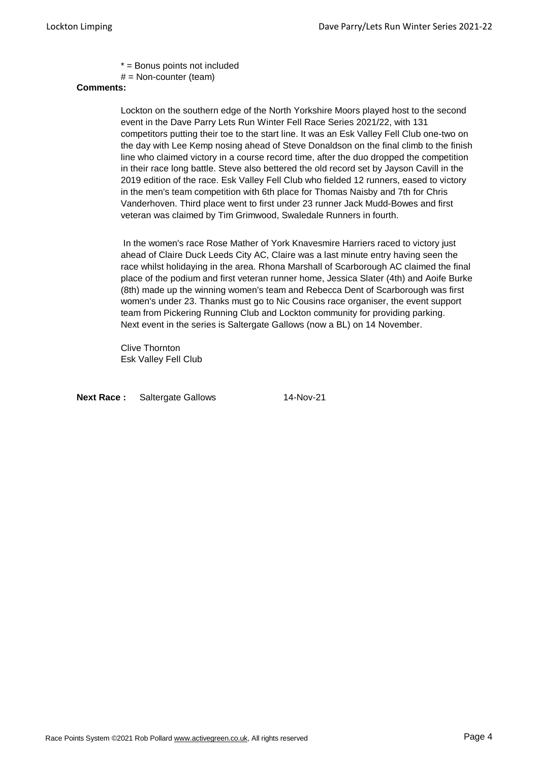\* = Bonus points not included
\# = Non-counter (team)

**Comments:**

Lockton on the southern edge of the North Yorkshire Moors played host to the second event in the Dave Parry Lets Run Winter Fell Race Series 2021/22, with 131 competitors putting their toe to the start line. It was an Esk Valley Fell Club one-two on the day with Lee Kemp nosing ahead of Steve Donaldson on the final climb to the finish line who claimed victory in a course record time, after the duo dropped the competition in their race long battle. Steve also bettered the old record set by Jayson Cavill in the 2019 edition of the race. Esk Valley Fell Club who fielded 12 runners, eased to victory in the men's team competition with 6th place for Thomas Naisby and 7th for Chris Vanderhoven. Third place went to first under 23 runner Jack Mudd-Bowes and first veteran was claimed by Tim Grimwood, Swaledale Runners in fourth.

In the women's race Rose Mather of York Knavesmire Harriers raced to victory just ahead of Claire Duck Leeds City AC, Claire was a last minute entry having seen the race whilst holidaying in the area. Rhona Marshall of Scarborough AC claimed the final place of the podium and first veteran runner home, Jessica Slater (4th) and Aoife Burke (8th) made up the winning women's team and Rebecca Dent of Scarborough was first women's under 23. Thanks must go to Nic Cousins race organiser, the event support team from Pickering Running Club and Lockton community for providing parking. Next event in the series is Saltergate Gallows (now a BL) on 14 November.

Clive Thornton
Esk Valley Fell Club

**Next Race :** Saltergate Gallows 14-Nov-21

Race Points System ©2021 Rob Pollard www.activegreen.co.uk, All rights reserved